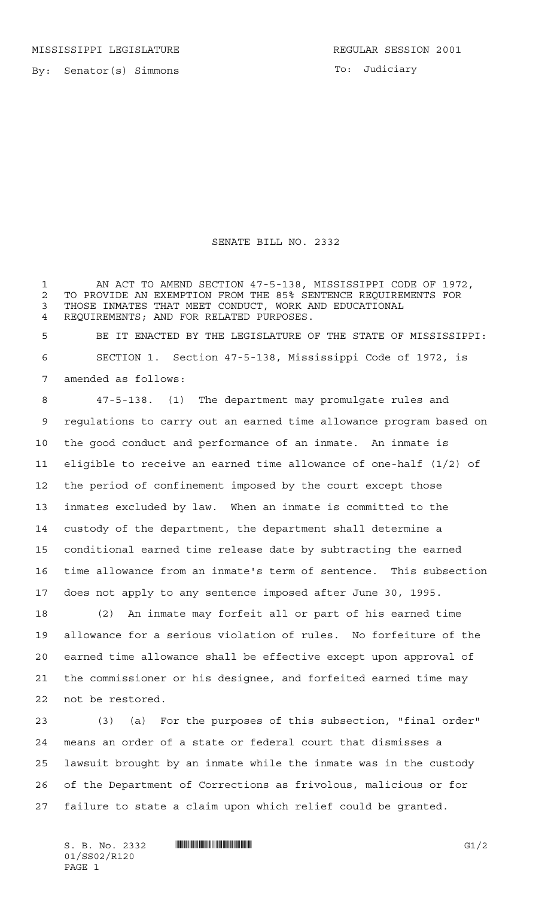MISSISSIPPI LEGISLATURE REGULAR SESSION 2001

By: Senator(s) Simmons

To: Judiciary

# SENATE BILL NO. 2332

AN ACT TO AMEND SECTION 47-5-138, MISSISSIPPI CODE OF 1972, TO PROVIDE AN EXEMPTION FROM THE 85% SENTENCE REQUIREMENTS FOR THOSE INMATES THAT MEET CONDUCT, WORK AND EDUCATIONAL REQUIREMENTS; AND FOR RELATED PURPOSES.

BE IT ENACTED BY THE LEGISLATURE OF THE STATE OF MISSISSIPPI:

SECTION 1. Section 47-5-138, Mississippi Code of 1972, is amended as follows:

47-5-138. (1) The department may promulgate rules and regulations to carry out an earned time allowance program based on the good conduct and performance of an inmate. An inmate is eligible to receive an earned time allowance of one-half (1/2) of the period of confinement imposed by the court except those inmates excluded by law. When an inmate is committed to the custody of the department, the department shall determine a conditional earned time release date by subtracting the earned time allowance from an inmate's term of sentence. This subsection does not apply to any sentence imposed after June 30, 1995.

(2) An inmate may forfeit all or part of his earned time allowance for a serious violation of rules. No forfeiture of the earned time allowance shall be effective except upon approval of the commissioner or his designee, and forfeited earned time may not be restored.

(3) (a) For the purposes of this subsection, "final order" means an order of a state or federal court that dismisses a lawsuit brought by an inmate while the inmate was in the custody of the Department of Corrections as frivolous, malicious or for failure to state a claim upon which relief could be granted.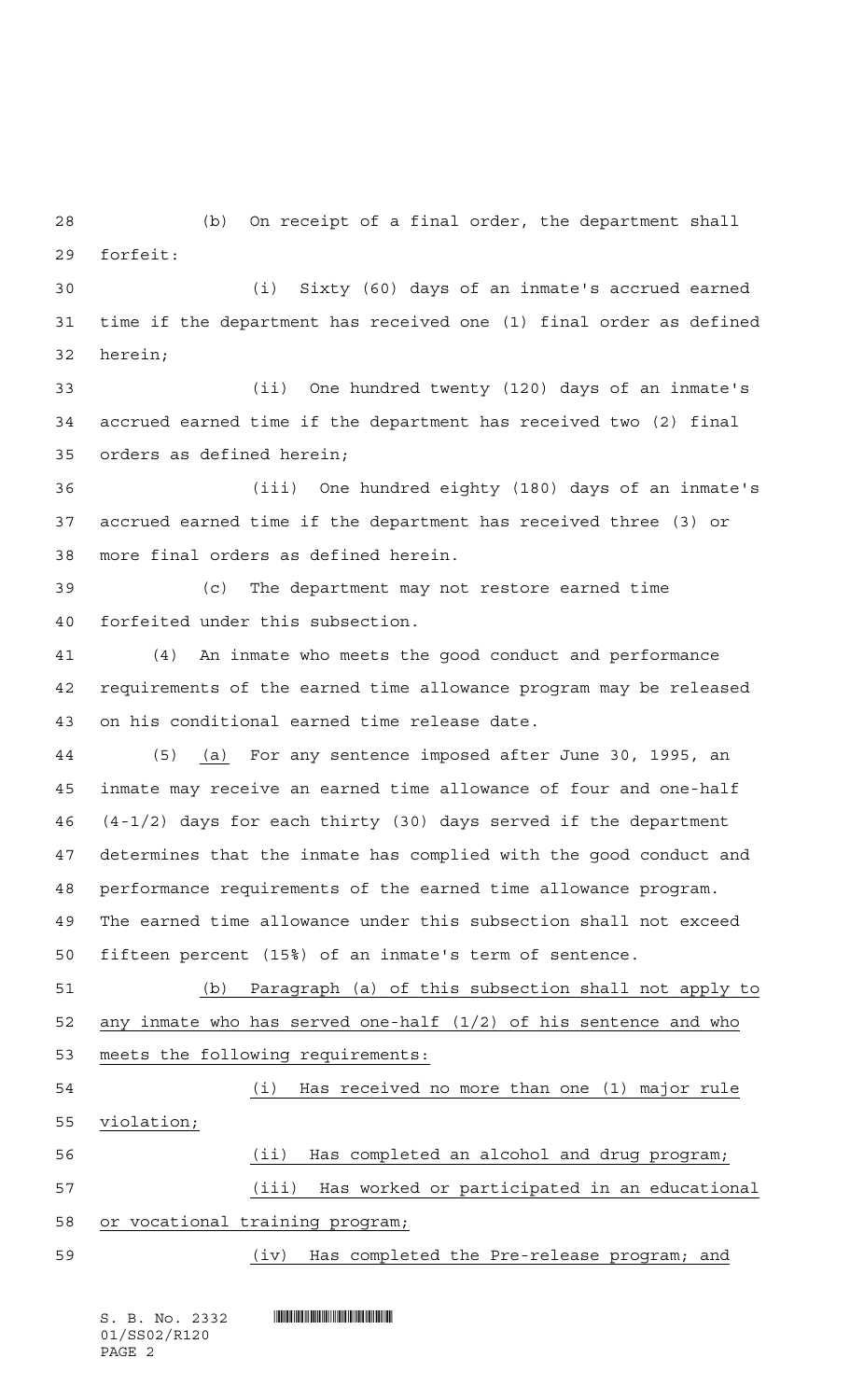(b) On receipt of a final order, the department shall forfeit:

(i) Sixty (60) days of an inmate's accrued earned time if the department has received one (1) final order as defined herein;

(ii) One hundred twenty (120) days of an inmate's accrued earned time if the department has received two (2) final orders as defined herein;

(iii) One hundred eighty (180) days of an inmate's accrued earned time if the department has received three (3) or more final orders as defined herein.

(c) The department may not restore earned time forfeited under this subsection.

(4) An inmate who meets the good conduct and performance requirements of the earned time allowance program may be released on his conditional earned time release date.

(5) <u>(a)</u> For any sentence imposed after June 30, 1995, an inmate may receive an earned time allowance of four and one-half (4-1/2) days for each thirty (30) days served if the department determines that the inmate has complied with the good conduct and performance requirements of the earned time allowance program. The earned time allowance under this subsection shall not exceed fifteen percent (15%) of an inmate's term of sentence.

<u>(b) Paragraph (a) of this subsection shall not apply to any inmate who has served one-half (1/2) of his sentence and who meets the following requirements:</u>

<u>(i) Has received no more than one (1) major rule violation;</u>

<u>(ii) Has completed an alcohol and drug program;</u>

<u>(iii) Has worked or participated in an educational or vocational training program;</u>

<u>(iv) Has completed the Pre-release program; and</u>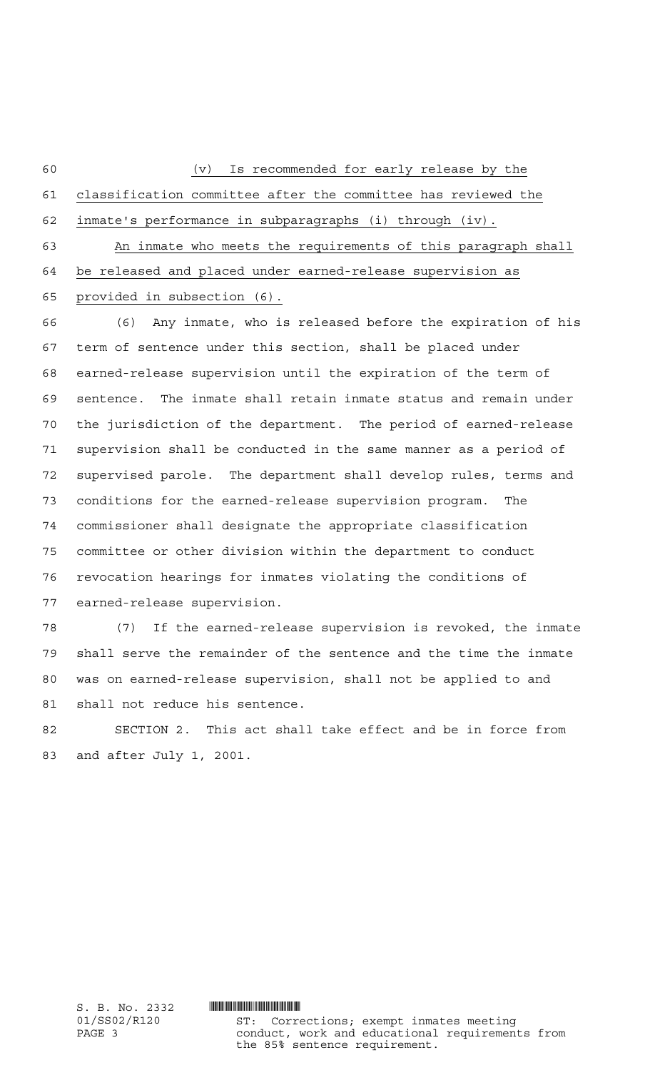(v) Is recommended for early release by the classification committee after the committee has reviewed the inmate's performance in subparagraphs (i) through (iv).

An inmate who meets the requirements of this paragraph shall be released and placed under earned-release supervision as provided in subsection (6).

(6) Any inmate, who is released before the expiration of his term of sentence under this section, shall be placed under earned-release supervision until the expiration of the term of sentence. The inmate shall retain inmate status and remain under the jurisdiction of the department. The period of earned-release supervision shall be conducted in the same manner as a period of supervised parole. The department shall develop rules, terms and conditions for the earned-release supervision program. The commissioner shall designate the appropriate classification committee or other division within the department to conduct revocation hearings for inmates violating the conditions of earned-release supervision.

(7) If the earned-release supervision is revoked, the inmate shall serve the remainder of the sentence and the time the inmate was on earned-release supervision, shall not be applied to and shall not reduce his sentence.

SECTION 2. This act shall take effect and be in force from and after July 1, 2001.

ST: Corrections; exempt inmates meeting conduct, work and educational requirements from the 85% sentence requirement.